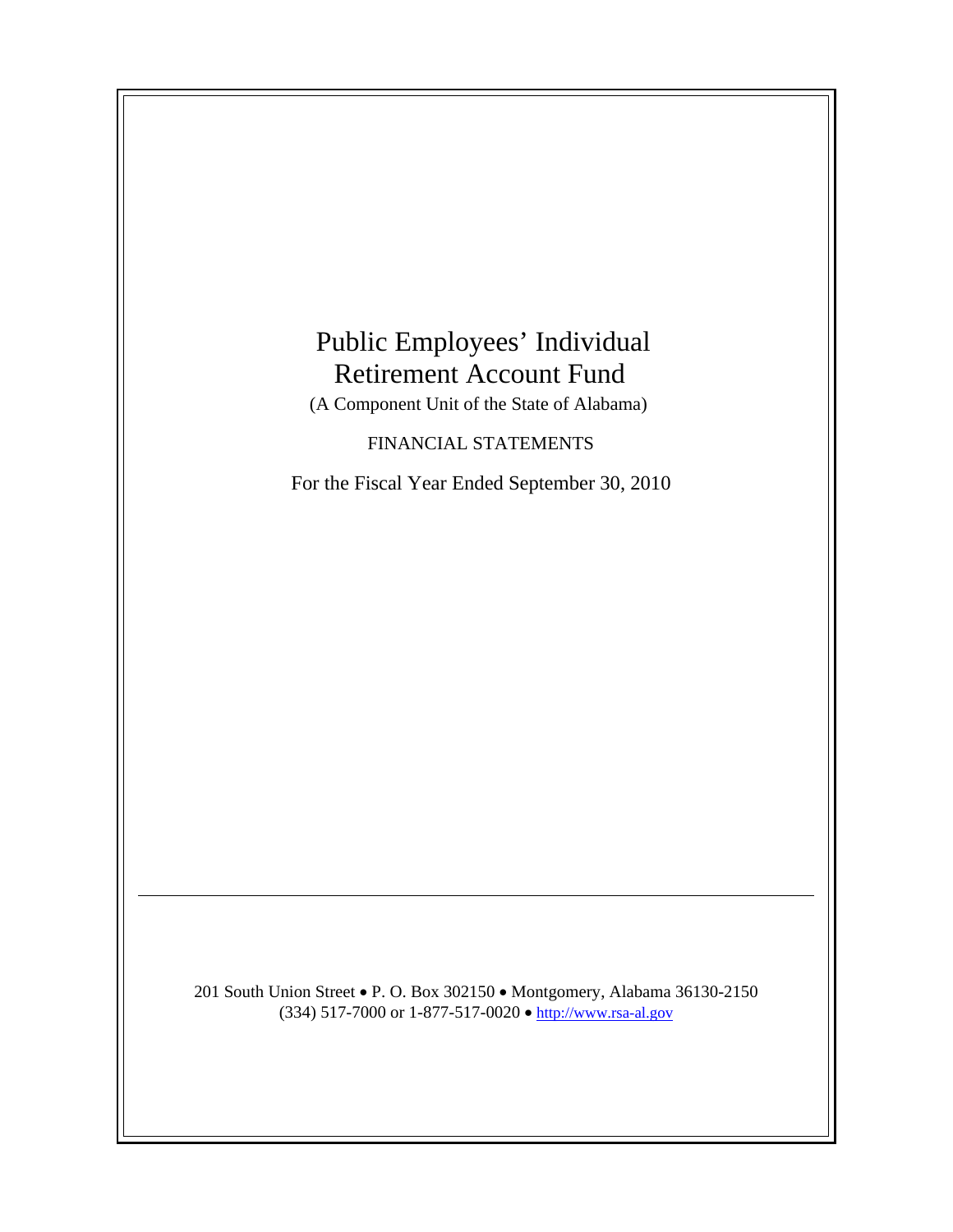# Public Employees' Individual Retirement Account Fund

(A Component Unit of the State of Alabama)

FINANCIAL STATEMENTS

For the Fiscal Year Ended September 30, 2010

---

201 South Union Street • P. O. Box 302150 • Montgomery, Alabama 36130-2150
(334) 517-7000 or 1-877-517-0020 • http://www.rsa-al.gov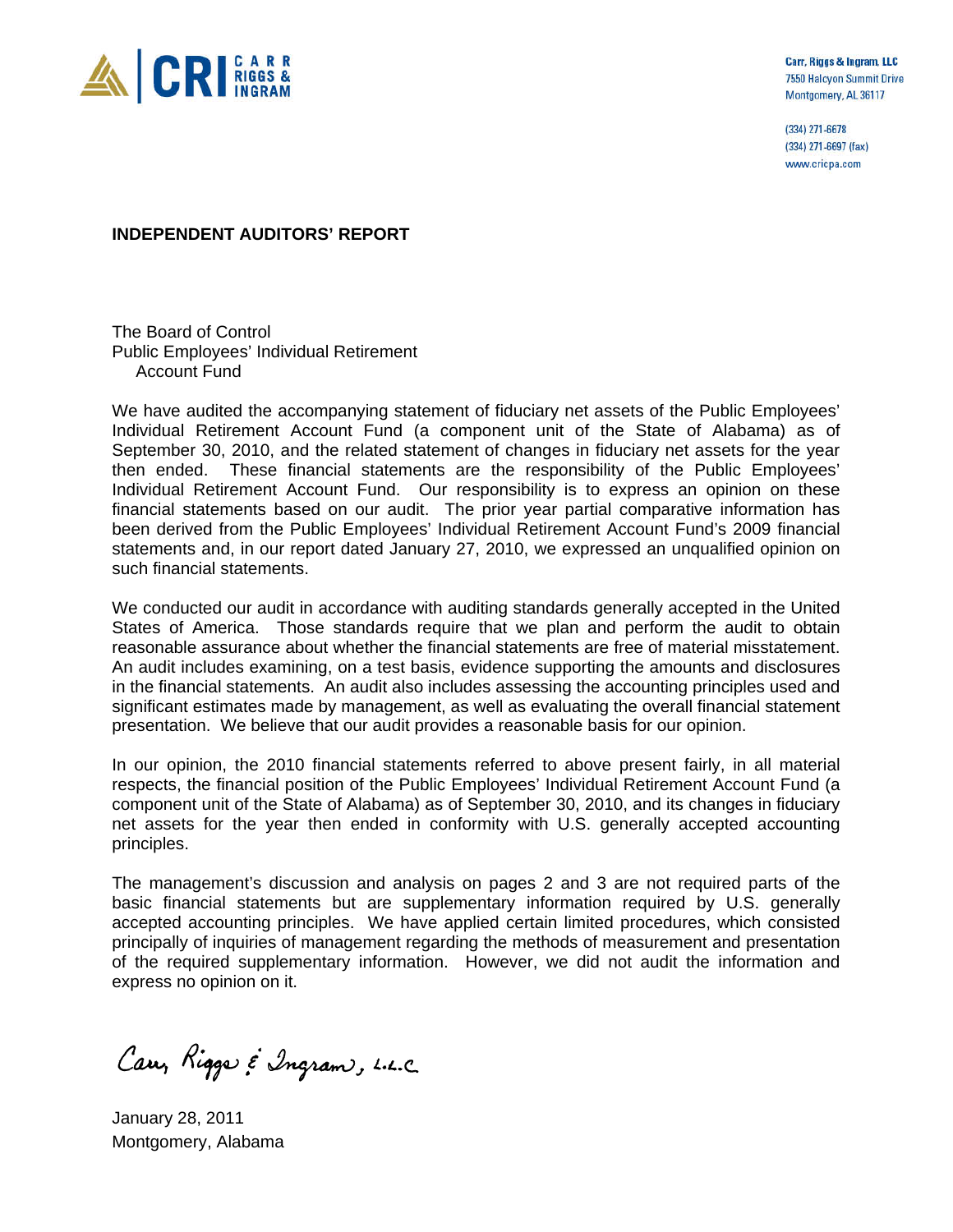Carr, Riggs & Ingram, LLC
7550 Halcyon Summit Drive
Montgomery, AL 36117

(334) 271-6678
(334) 271-6697 (fax)
www.cricpa.com

## INDEPENDENT AUDITORS' REPORT

The Board of Control
Public Employees' Individual Retirement
Account Fund

We have audited the accompanying statement of fiduciary net assets of the Public Employees' Individual Retirement Account Fund (a component unit of the State of Alabama) as of September 30, 2010, and the related statement of changes in fiduciary net assets for the year then ended. These financial statements are the responsibility of the Public Employees' Individual Retirement Account Fund. Our responsibility is to express an opinion on these financial statements based on our audit. The prior year partial comparative information has been derived from the Public Employees' Individual Retirement Account Fund's 2009 financial statements and, in our report dated January 27, 2010, we expressed an unqualified opinion on such financial statements.

We conducted our audit in accordance with auditing standards generally accepted in the United States of America. Those standards require that we plan and perform the audit to obtain reasonable assurance about whether the financial statements are free of material misstatement. An audit includes examining, on a test basis, evidence supporting the amounts and disclosures in the financial statements. An audit also includes assessing the accounting principles used and significant estimates made by management, as well as evaluating the overall financial statement presentation. We believe that our audit provides a reasonable basis for our opinion.

In our opinion, the 2010 financial statements referred to above present fairly, in all material respects, the financial position of the Public Employees' Individual Retirement Account Fund (a component unit of the State of Alabama) as of September 30, 2010, and its changes in fiduciary net assets for the year then ended in conformity with U.S. generally accepted accounting principles.

The management's discussion and analysis on pages 2 and 3 are not required parts of the basic financial statements but are supplementary information required by U.S. generally accepted accounting principles. We have applied certain limited procedures, which consisted principally of inquiries of management regarding the methods of measurement and presentation of the required supplementary information. However, we did not audit the information and express no opinion on it.

Carr, Riggs & Ingram, L.L.C.

January 28, 2011
Montgomery, Alabama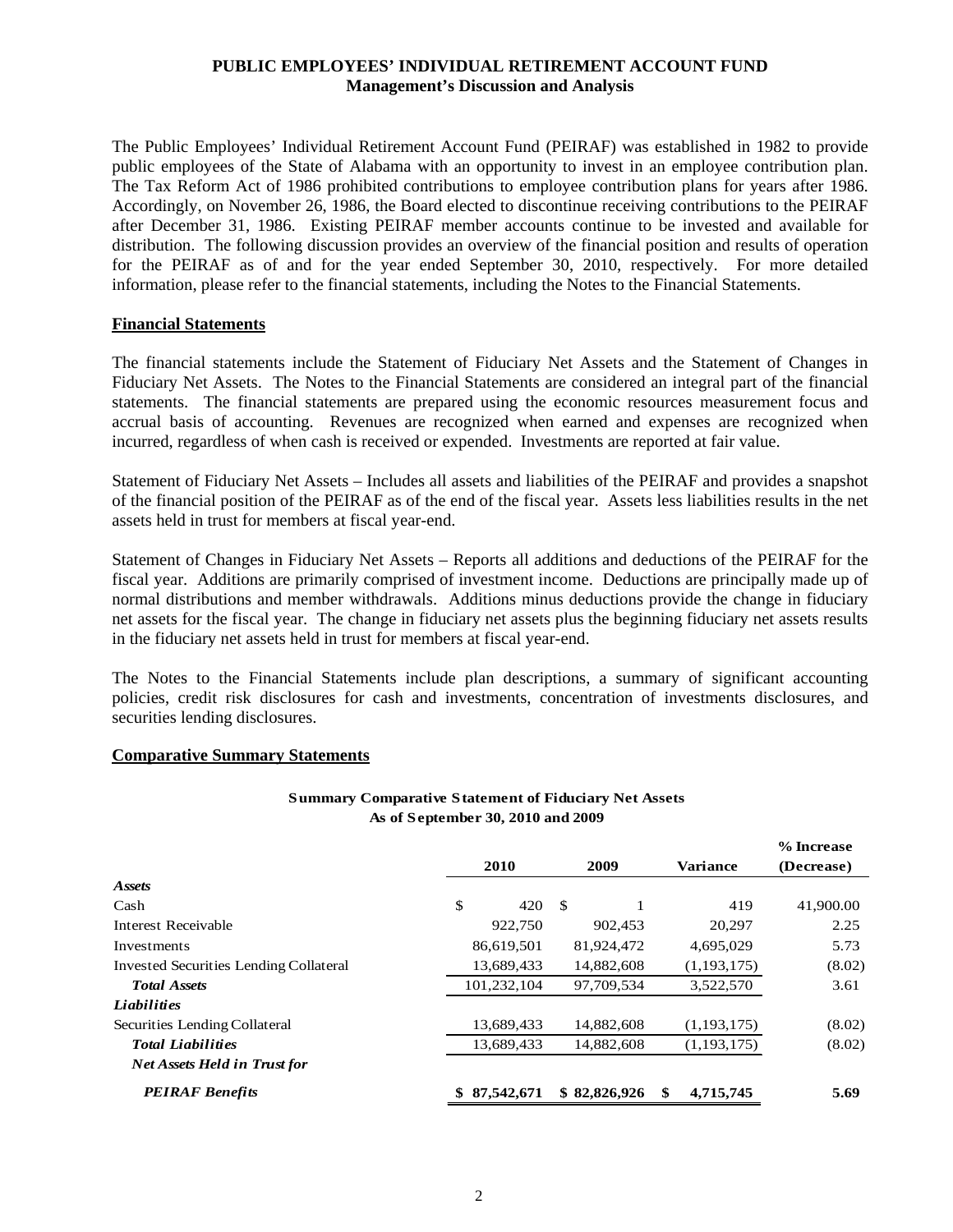# PUBLIC EMPLOYEES' INDIVIDUAL RETIREMENT ACCOUNT FUND
## Management's Discussion and Analysis

The Public Employees' Individual Retirement Account Fund (PEIRAF) was established in 1982 to provide public employees of the State of Alabama with an opportunity to invest in an employee contribution plan. The Tax Reform Act of 1986 prohibited contributions to employee contribution plans for years after 1986. Accordingly, on November 26, 1986, the Board elected to discontinue receiving contributions to the PEIRAF after December 31, 1986. Existing PEIRAF member accounts continue to be invested and available for distribution. The following discussion provides an overview of the financial position and results of operation for the PEIRAF as of and for the year ended September 30, 2010, respectively. For more detailed information, please refer to the financial statements, including the Notes to the Financial Statements.

### Financial Statements

The financial statements include the Statement of Fiduciary Net Assets and the Statement of Changes in Fiduciary Net Assets. The Notes to the Financial Statements are considered an integral part of the financial statements. The financial statements are prepared using the economic resources measurement focus and accrual basis of accounting. Revenues are recognized when earned and expenses are recognized when incurred, regardless of when cash is received or expended. Investments are reported at fair value.

Statement of Fiduciary Net Assets – Includes all assets and liabilities of the PEIRAF and provides a snapshot of the financial position of the PEIRAF as of the end of the fiscal year. Assets less liabilities results in the net assets held in trust for members at fiscal year-end.

Statement of Changes in Fiduciary Net Assets – Reports all additions and deductions of the PEIRAF for the fiscal year. Additions are primarily comprised of investment income. Deductions are principally made up of normal distributions and member withdrawals. Additions minus deductions provide the change in fiduciary net assets for the fiscal year. The change in fiduciary net assets plus the beginning fiduciary net assets results in the fiduciary net assets held in trust for members at fiscal year-end.

The Notes to the Financial Statements include plan descriptions, a summary of significant accounting policies, credit risk disclosures for cash and investments, concentration of investments disclosures, and securities lending disclosures.

### Comparative Summary Statements

**Summary Comparative Statement of Fiduciary Net Assets**
**As of September 30, 2010 and 2009**

| | 2010 | 2009 | Variance | % Increase (Decrease) |
|---|---|---|---|---|
| ***Assets*** | | | | |
| Cash | $ 420 | $ 1 | 419 | 41,900.00 |
| Interest Receivable | 922,750 | 902,453 | 20,297 | 2.25 |
| Investments | 86,619,501 | 81,924,472 | 4,695,029 | 5.73 |
| Invested Securities Lending Collateral | 13,689,433 | 14,882,608 | (1,193,175) | (8.02) |
| ***Total Assets*** | 101,232,104 | 97,709,534 | 3,522,570 | 3.61 |
| ***Liabilities*** | | | | |
| Securities Lending Collateral | 13,689,433 | 14,882,608 | (1,193,175) | (8.02) |
| ***Total Liabilities*** | 13,689,433 | 14,882,608 | (1,193,175) | (8.02) |
| ***Net Assets Held in Trust for*** | | | | |
| ***PEIRAF Benefits*** | **$ 87,542,671** | **$ 82,826,926** | **$ 4,715,745** | **5.69** |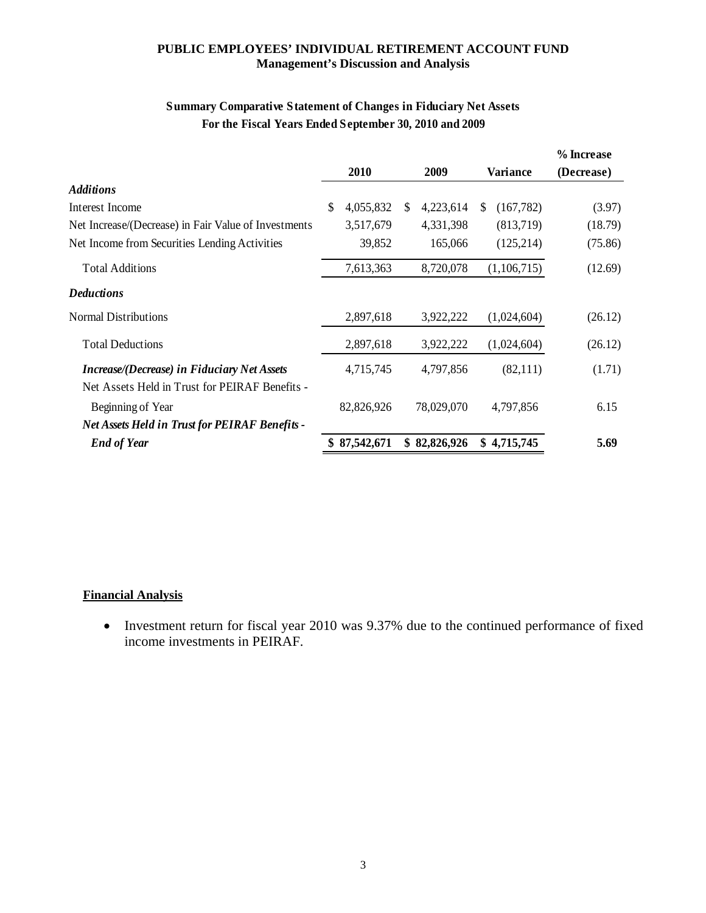# PUBLIC EMPLOYEES' INDIVIDUAL RETIREMENT ACCOUNT FUND
## Management's Discussion and Analysis

### Summary Comparative Statement of Changes in Fiduciary Net Assets
### For the Fiscal Years Ended September 30, 2010 and 2009

| | 2010 | 2009 | Variance | % Increase (Decrease) |
|---|---|---|---|---|
| ***Additions*** | | | | |
| Interest Income | $ 4,055,832 | $ 4,223,614 | $ (167,782) | (3.97) |
| Net Increase/(Decrease) in Fair Value of Investments | 3,517,679 | 4,331,398 | (813,719) | (18.79) |
| Net Income from Securities Lending Activities | 39,852 | 165,066 | (125,214) | (75.86) |
| Total Additions | 7,613,363 | 8,720,078 | (1,106,715) | (12.69) |
| ***Deductions*** | | | | |
| Normal Distributions | 2,897,618 | 3,922,222 | (1,024,604) | (26.12) |
| Total Deductions | 2,897,618 | 3,922,222 | (1,024,604) | (26.12) |
| ***Increase/(Decrease) in Fiduciary Net Assets*** | 4,715,745 | 4,797,856 | (82,111) | (1.71) |
| Net Assets Held in Trust for PEIRAF Benefits - Beginning of Year | 82,826,926 | 78,029,070 | 4,797,856 | 6.15 |
| ***Net Assets Held in Trust for PEIRAF Benefits - End of Year*** | **$ 87,542,671** | **$ 82,826,926** | **$ 4,715,745** | **5.69** |

**Financial Analysis**

- Investment return for fiscal year 2010 was 9.37% due to the continued performance of fixed income investments in PEIRAF.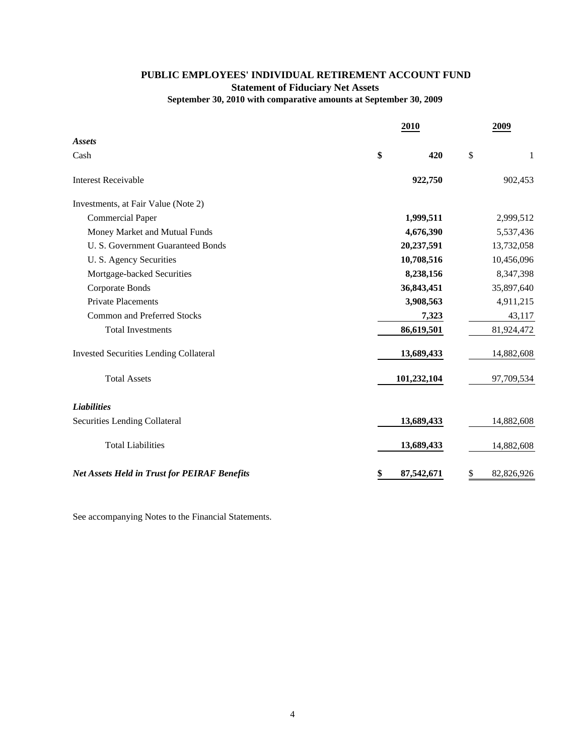# PUBLIC EMPLOYEES' INDIVIDUAL RETIREMENT ACCOUNT FUND

## Statement of Fiduciary Net Assets

### September 30, 2010 with comparative amounts at September 30, 2009

| | 2010 | 2009 |
|---|---|---|
| ***Assets*** | | |
| Cash | **$ 420** | $ 1 |
| Interest Receivable | **922,750** | 902,453 |
| Investments, at Fair Value (Note 2) | | |
| Commercial Paper | **1,999,511** | 2,999,512 |
| Money Market and Mutual Funds | **4,676,390** | 5,537,436 |
| U. S. Government Guaranteed Bonds | **20,237,591** | 13,732,058 |
| U. S. Agency Securities | **10,708,516** | 10,456,096 |
| Mortgage-backed Securities | **8,238,156** | 8,347,398 |
| Corporate Bonds | **36,843,451** | 35,897,640 |
| Private Placements | **3,908,563** | 4,911,215 |
| Common and Preferred Stocks | **7,323** | 43,117 |
| Total Investments | **86,619,501** | 81,924,472 |
| Invested Securities Lending Collateral | **13,689,433** | 14,882,608 |
| Total Assets | **101,232,104** | 97,709,534 |
| ***Liabilities*** | | |
| Securities Lending Collateral | **13,689,433** | 14,882,608 |
| Total Liabilities | **13,689,433** | 14,882,608 |
| ***Net Assets Held in Trust for PEIRAF Benefits*** | **$ 87,542,671** | $ 82,826,926 |

See accompanying Notes to the Financial Statements.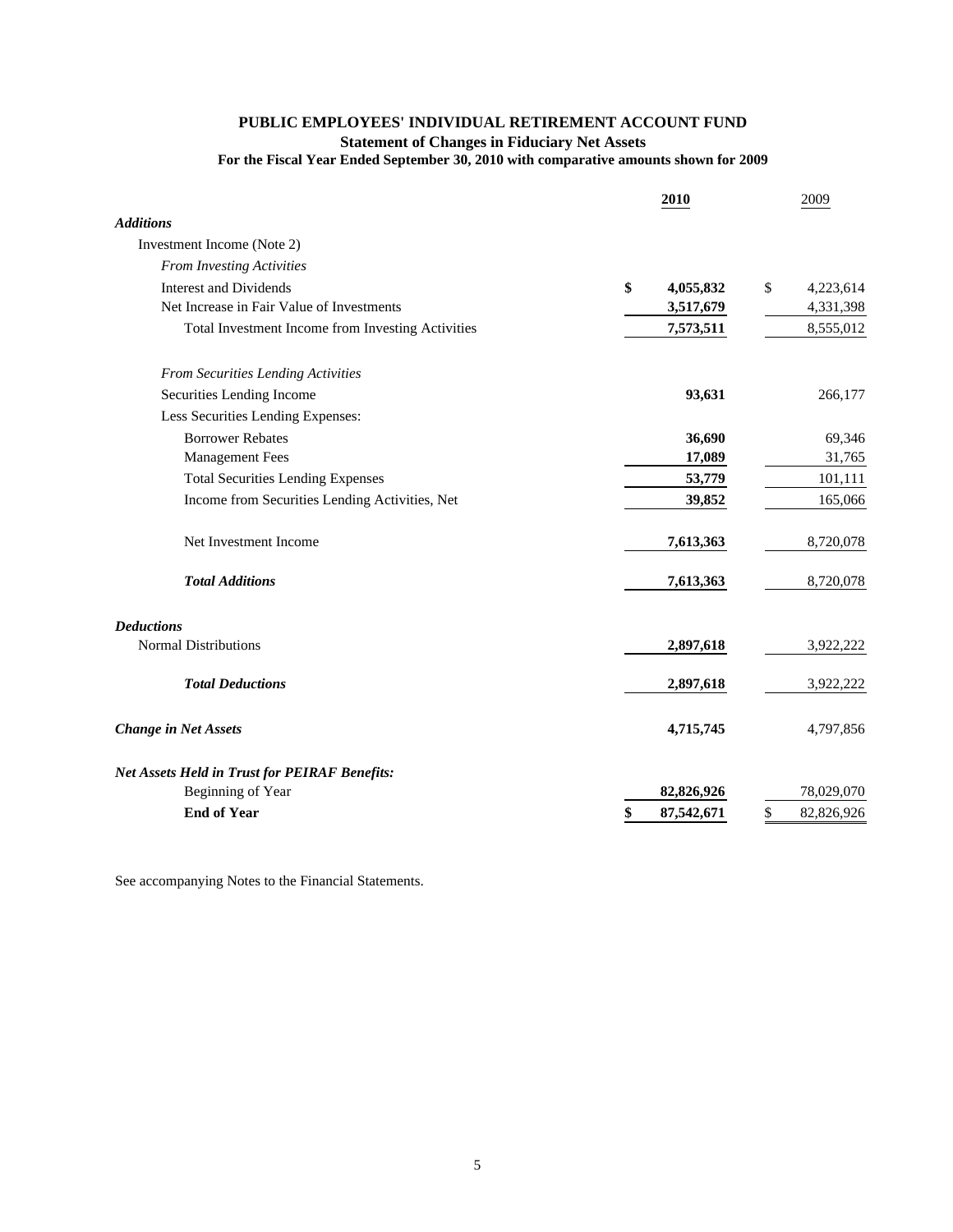# PUBLIC EMPLOYEES' INDIVIDUAL RETIREMENT ACCOUNT FUND

## Statement of Changes in Fiduciary Net Assets

### For the Fiscal Year Ended September 30, 2010 with comparative amounts shown for 2009

| | 2010 | 2009 |
|---|---|---|
| ***Additions*** | | |
| Investment Income (Note 2) | | |
| *From Investing Activities* | | |
| Interest and Dividends | **$ 4,055,832** | $ 4,223,614 |
| Net Increase in Fair Value of Investments | **3,517,679** | 4,331,398 |
| Total Investment Income from Investing Activities | **7,573,511** | 8,555,012 |
| *From Securities Lending Activities* | | |
| Securities Lending Income | **93,631** | 266,177 |
| Less Securities Lending Expenses: | | |
| Borrower Rebates | **36,690** | 69,346 |
| Management Fees | **17,089** | 31,765 |
| Total Securities Lending Expenses | **53,779** | 101,111 |
| Income from Securities Lending Activities, Net | **39,852** | 165,066 |
| Net Investment Income | **7,613,363** | 8,720,078 |
| ***Total Additions*** | **7,613,363** | 8,720,078 |
| ***Deductions*** | | |
| Normal Distributions | **2,897,618** | 3,922,222 |
| ***Total Deductions*** | **2,897,618** | 3,922,222 |
| ***Change in Net Assets*** | **4,715,745** | 4,797,856 |
| ***Net Assets Held in Trust for PEIRAF Benefits:*** | | |
| Beginning of Year | **82,826,926** | 78,029,070 |
| **End of Year** | **$ 87,542,671** | $ 82,826,926 |

See accompanying Notes to the Financial Statements.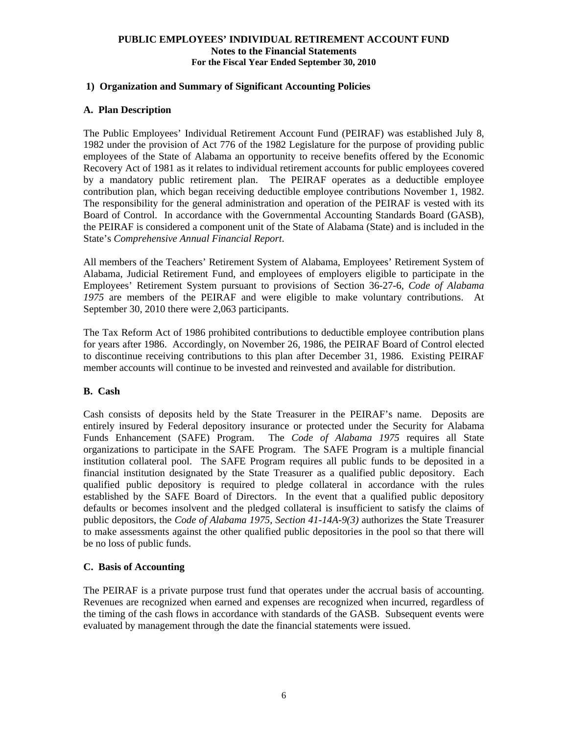**PUBLIC EMPLOYEES' INDIVIDUAL RETIREMENT ACCOUNT FUND**
**Notes to the Financial Statements**
**For the Fiscal Year Ended September 30, 2010**

## 1) Organization and Summary of Significant Accounting Policies

### A. Plan Description

The Public Employees' Individual Retirement Account Fund (PEIRAF) was established July 8, 1982 under the provision of Act 776 of the 1982 Legislature for the purpose of providing public employees of the State of Alabama an opportunity to receive benefits offered by the Economic Recovery Act of 1981 as it relates to individual retirement accounts for public employees covered by a mandatory public retirement plan. The PEIRAF operates as a deductible employee contribution plan, which began receiving deductible employee contributions November 1, 1982. The responsibility for the general administration and operation of the PEIRAF is vested with its Board of Control. In accordance with the Governmental Accounting Standards Board (GASB), the PEIRAF is considered a component unit of the State of Alabama (State) and is included in the State's *Comprehensive Annual Financial Report*.

All members of the Teachers' Retirement System of Alabama, Employees' Retirement System of Alabama, Judicial Retirement Fund, and employees of employers eligible to participate in the Employees' Retirement System pursuant to provisions of Section 36-27-6, *Code of Alabama 1975* are members of the PEIRAF and were eligible to make voluntary contributions. At September 30, 2010 there were 2,063 participants.

The Tax Reform Act of 1986 prohibited contributions to deductible employee contribution plans for years after 1986. Accordingly, on November 26, 1986, the PEIRAF Board of Control elected to discontinue receiving contributions to this plan after December 31, 1986. Existing PEIRAF member accounts will continue to be invested and reinvested and available for distribution.

### B. Cash

Cash consists of deposits held by the State Treasurer in the PEIRAF's name. Deposits are entirely insured by Federal depository insurance or protected under the Security for Alabama Funds Enhancement (SAFE) Program. The *Code of Alabama 1975* requires all State organizations to participate in the SAFE Program. The SAFE Program is a multiple financial institution collateral pool. The SAFE Program requires all public funds to be deposited in a financial institution designated by the State Treasurer as a qualified public depository. Each qualified public depository is required to pledge collateral in accordance with the rules established by the SAFE Board of Directors. In the event that a qualified public depository defaults or becomes insolvent and the pledged collateral is insufficient to satisfy the claims of public depositors, the *Code of Alabama 1975, Section 41-14A-9(3)* authorizes the State Treasurer to make assessments against the other qualified public depositories in the pool so that there will be no loss of public funds.

### C. Basis of Accounting

The PEIRAF is a private purpose trust fund that operates under the accrual basis of accounting. Revenues are recognized when earned and expenses are recognized when incurred, regardless of the timing of the cash flows in accordance with standards of the GASB. Subsequent events were evaluated by management through the date the financial statements were issued.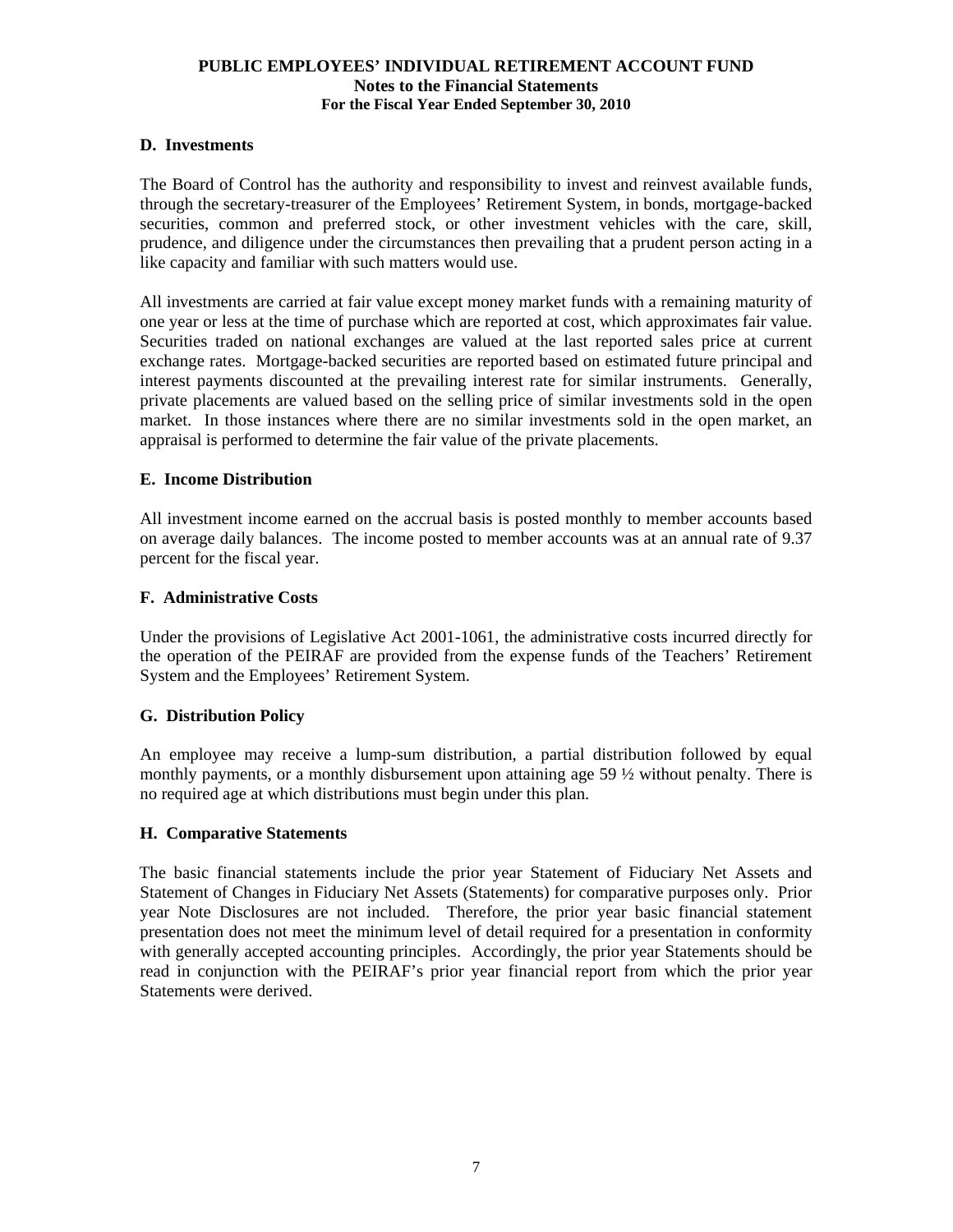### D. Investments

The Board of Control has the authority and responsibility to invest and reinvest available funds, through the secretary-treasurer of the Employees' Retirement System, in bonds, mortgage-backed securities, common and preferred stock, or other investment vehicles with the care, skill, prudence, and diligence under the circumstances then prevailing that a prudent person acting in a like capacity and familiar with such matters would use.

All investments are carried at fair value except money market funds with a remaining maturity of one year or less at the time of purchase which are reported at cost, which approximates fair value. Securities traded on national exchanges are valued at the last reported sales price at current exchange rates. Mortgage-backed securities are reported based on estimated future principal and interest payments discounted at the prevailing interest rate for similar instruments. Generally, private placements are valued based on the selling price of similar investments sold in the open market. In those instances where there are no similar investments sold in the open market, an appraisal is performed to determine the fair value of the private placements.

### E. Income Distribution

All investment income earned on the accrual basis is posted monthly to member accounts based on average daily balances. The income posted to member accounts was at an annual rate of 9.37 percent for the fiscal year.

### F. Administrative Costs

Under the provisions of Legislative Act 2001-1061, the administrative costs incurred directly for the operation of the PEIRAF are provided from the expense funds of the Teachers' Retirement System and the Employees' Retirement System.

### G. Distribution Policy

An employee may receive a lump-sum distribution, a partial distribution followed by equal monthly payments, or a monthly disbursement upon attaining age 59 ½ without penalty. There is no required age at which distributions must begin under this plan.

### H. Comparative Statements

The basic financial statements include the prior year Statement of Fiduciary Net Assets and Statement of Changes in Fiduciary Net Assets (Statements) for comparative purposes only. Prior year Note Disclosures are not included. Therefore, the prior year basic financial statement presentation does not meet the minimum level of detail required for a presentation in conformity with generally accepted accounting principles. Accordingly, the prior year Statements should be read in conjunction with the PEIRAF's prior year financial report from which the prior year Statements were derived.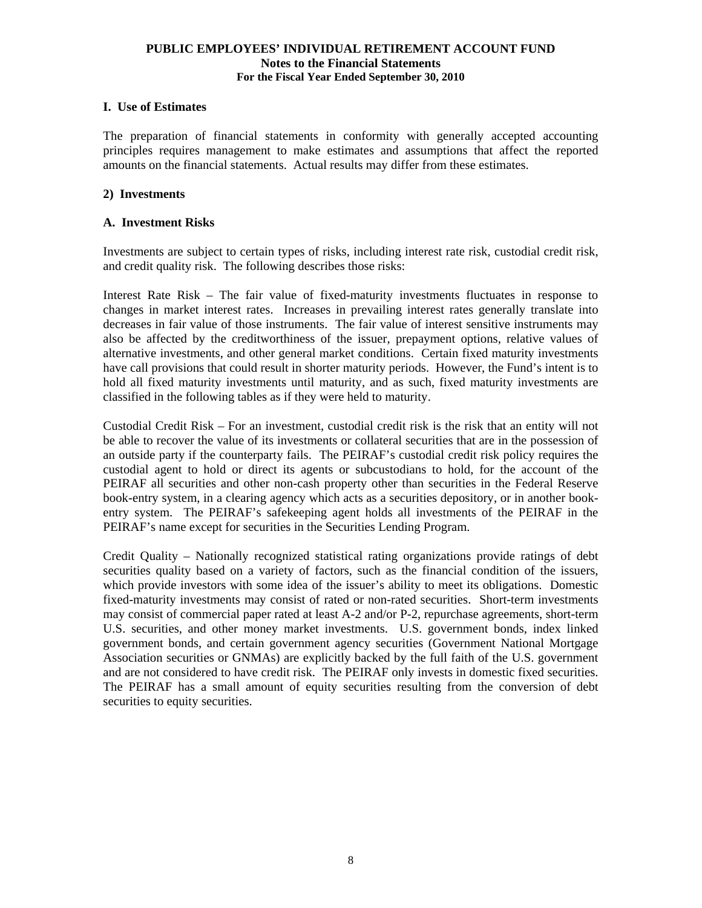### I. Use of Estimates

The preparation of financial statements in conformity with generally accepted accounting principles requires management to make estimates and assumptions that affect the reported amounts on the financial statements. Actual results may differ from these estimates.

## 2) Investments

### A. Investment Risks

Investments are subject to certain types of risks, including interest rate risk, custodial credit risk, and credit quality risk. The following describes those risks:

Interest Rate Risk – The fair value of fixed-maturity investments fluctuates in response to changes in market interest rates. Increases in prevailing interest rates generally translate into decreases in fair value of those instruments. The fair value of interest sensitive instruments may also be affected by the creditworthiness of the issuer, prepayment options, relative values of alternative investments, and other general market conditions. Certain fixed maturity investments have call provisions that could result in shorter maturity periods. However, the Fund's intent is to hold all fixed maturity investments until maturity, and as such, fixed maturity investments are classified in the following tables as if they were held to maturity.

Custodial Credit Risk – For an investment, custodial credit risk is the risk that an entity will not be able to recover the value of its investments or collateral securities that are in the possession of an outside party if the counterparty fails. The PEIRAF's custodial credit risk policy requires the custodial agent to hold or direct its agents or subcustodians to hold, for the account of the PEIRAF all securities and other non-cash property other than securities in the Federal Reserve book-entry system, in a clearing agency which acts as a securities depository, or in another book-entry system. The PEIRAF's safekeeping agent holds all investments of the PEIRAF in the PEIRAF's name except for securities in the Securities Lending Program.

Credit Quality – Nationally recognized statistical rating organizations provide ratings of debt securities quality based on a variety of factors, such as the financial condition of the issuers, which provide investors with some idea of the issuer's ability to meet its obligations. Domestic fixed-maturity investments may consist of rated or non-rated securities. Short-term investments may consist of commercial paper rated at least A-2 and/or P-2, repurchase agreements, short-term U.S. securities, and other money market investments. U.S. government bonds, index linked government bonds, and certain government agency securities (Government National Mortgage Association securities or GNMAs) are explicitly backed by the full faith of the U.S. government and are not considered to have credit risk. The PEIRAF only invests in domestic fixed securities. The PEIRAF has a small amount of equity securities resulting from the conversion of debt securities to equity securities.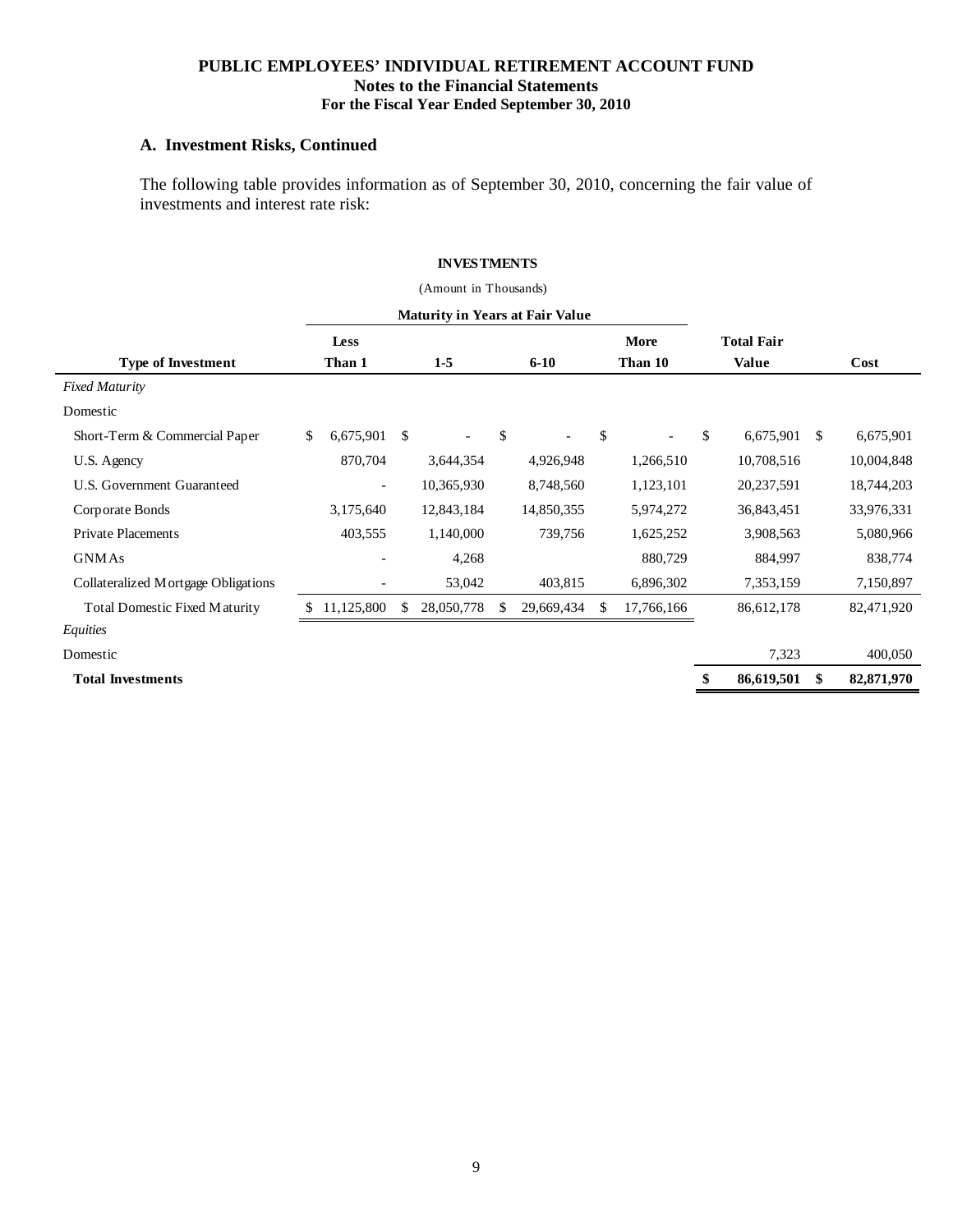**PUBLIC EMPLOYEES' INDIVIDUAL RETIREMENT ACCOUNT FUND**
**Notes to the Financial Statements**
**For the Fiscal Year Ended September 30, 2010**

### A. Investment Risks, Continued

The following table provides information as of September 30, 2010, concerning the fair value of investments and interest rate risk:

**INVESTMENTS**

(Amount in Thousands)

| | Maturity in Years at Fair Value | | | | | |
|---|---|---|---|---|---|---|
| **Type of Investment** | **Less Than 1** | **1-5** | **6-10** | **More Than 10** | **Total Fair Value** | **Cost** |
| *Fixed Maturity* | | | | | | |
| Domestic | | | | | | |
| Short-Term & Commercial Paper | $ 6,675,901 | $ - | $ - | $ - | $ 6,675,901 | $ 6,675,901 |
| U.S. Agency | 870,704 | 3,644,354 | 4,926,948 | 1,266,510 | 10,708,516 | 10,004,848 |
| U.S. Government Guaranteed | - | 10,365,930 | 8,748,560 | 1,123,101 | 20,237,591 | 18,744,203 |
| Corporate Bonds | 3,175,640 | 12,843,184 | 14,850,355 | 5,974,272 | 36,843,451 | 33,976,331 |
| Private Placements | 403,555 | 1,140,000 | 739,756 | 1,625,252 | 3,908,563 | 5,080,966 |
| GNMAs | - | 4,268 | | 880,729 | 884,997 | 838,774 |
| Collateralized Mortgage Obligations | - | 53,042 | 403,815 | 6,896,302 | 7,353,159 | 7,150,897 |
| Total Domestic Fixed Maturity | $ 11,125,800 | $ 28,050,778 | $ 29,669,434 | $ 17,766,166 | 86,612,178 | 82,471,920 |
| *Equities* | | | | | | |
| Domestic | | | | | 7,323 | 400,050 |
| **Total Investments** | | | | | **$ 86,619,501** | **$ 82,871,970** |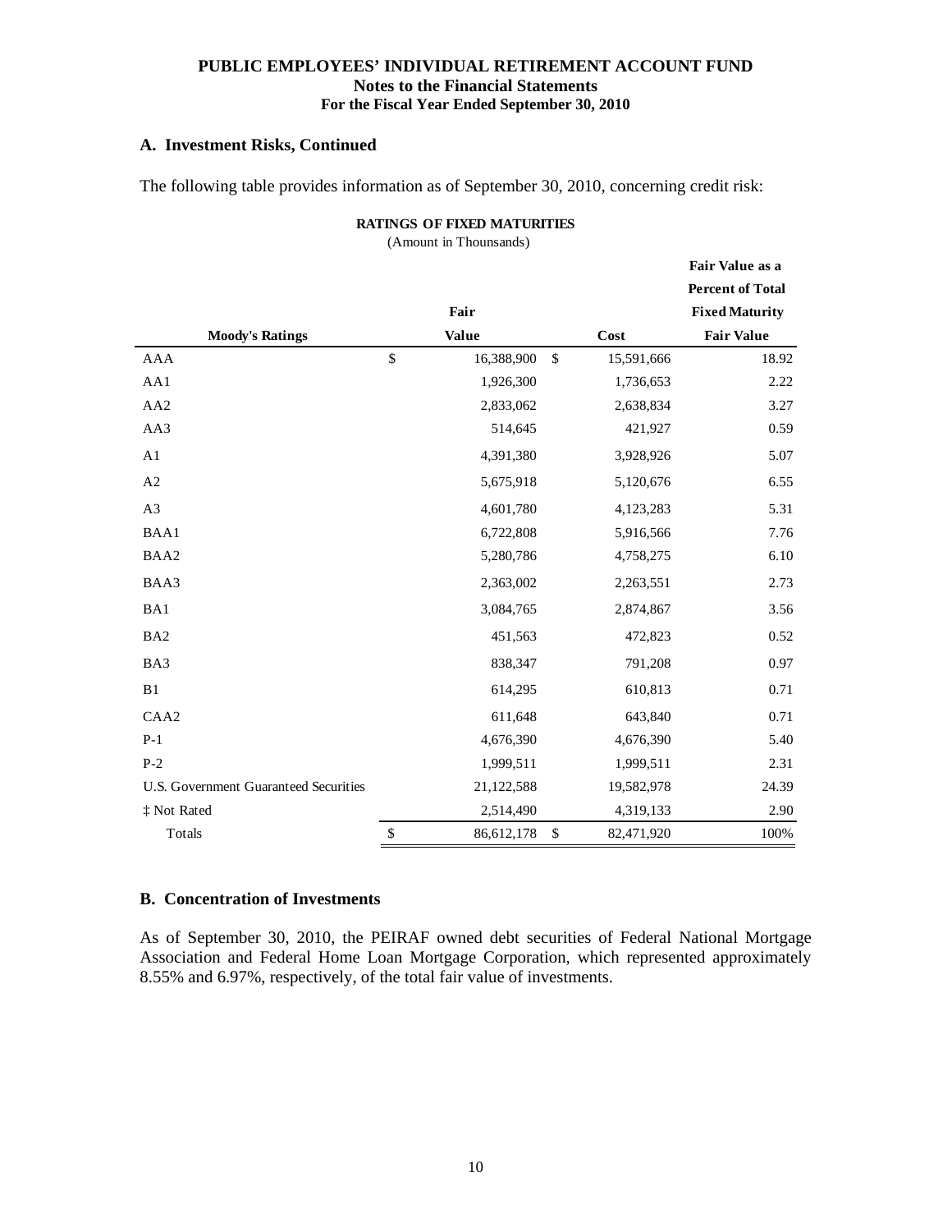## A. Investment Risks, Continued

The following table provides information as of September 30, 2010, concerning credit risk:

**RATINGS OF FIXED MATURITIES**
(Amount in Thounsands)

| Moody's Ratings | Fair Value | Cost | Fair Value as a Percent of Total Fixed Maturity Fair Value |
|---|---|---|---|
| AAA | $ 16,388,900 | $ 15,591,666 | 18.92 |
| AA1 | 1,926,300 | 1,736,653 | 2.22 |
| AA2 | 2,833,062 | 2,638,834 | 3.27 |
| AA3 | 514,645 | 421,927 | 0.59 |
| A1 | 4,391,380 | 3,928,926 | 5.07 |
| A2 | 5,675,918 | 5,120,676 | 6.55 |
| A3 | 4,601,780 | 4,123,283 | 5.31 |
| BAA1 | 6,722,808 | 5,916,566 | 7.76 |
| BAA2 | 5,280,786 | 4,758,275 | 6.10 |
| BAA3 | 2,363,002 | 2,263,551 | 2.73 |
| BA1 | 3,084,765 | 2,874,867 | 3.56 |
| BA2 | 451,563 | 472,823 | 0.52 |
| BA3 | 838,347 | 791,208 | 0.97 |
| B1 | 614,295 | 610,813 | 0.71 |
| CAA2 | 611,648 | 643,840 | 0.71 |
| P-1 | 4,676,390 | 4,676,390 | 5.40 |
| P-2 | 1,999,511 | 1,999,511 | 2.31 |
| U.S. Government Guaranteed Securities | 21,122,588 | 19,582,978 | 24.39 |
| ‡ Not Rated | 2,514,490 | 4,319,133 | 2.90 |
| Totals | $ 86,612,178 | $ 82,471,920 | 100% |

## B. Concentration of Investments

As of September 30, 2010, the PEIRAF owned debt securities of Federal National Mortgage Association and Federal Home Loan Mortgage Corporation, which represented approximately 8.55% and 6.97%, respectively, of the total fair value of investments.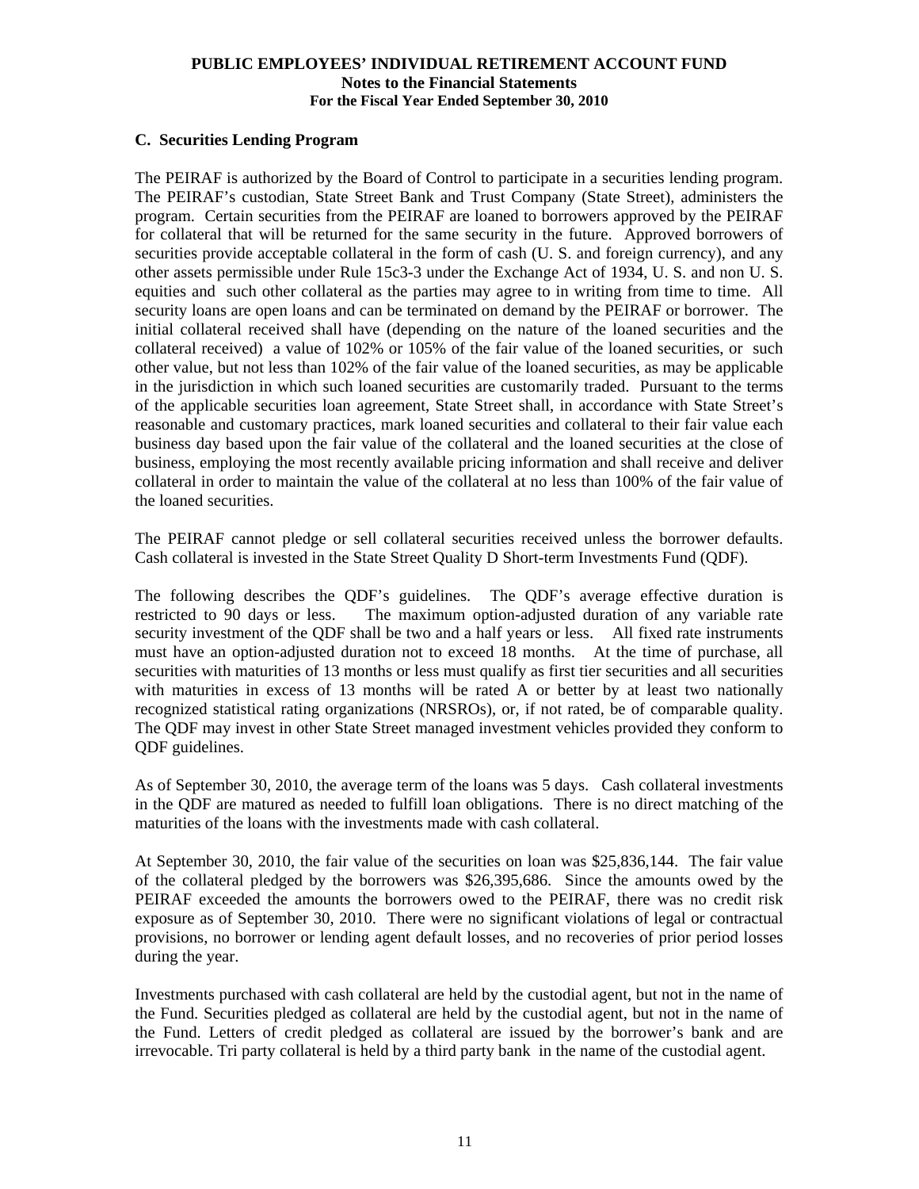### C. Securities Lending Program

The PEIRAF is authorized by the Board of Control to participate in a securities lending program. The PEIRAF's custodian, State Street Bank and Trust Company (State Street), administers the program. Certain securities from the PEIRAF are loaned to borrowers approved by the PEIRAF for collateral that will be returned for the same security in the future. Approved borrowers of securities provide acceptable collateral in the form of cash (U. S. and foreign currency), and any other assets permissible under Rule 15c3-3 under the Exchange Act of 1934, U. S. and non U. S. equities and such other collateral as the parties may agree to in writing from time to time. All security loans are open loans and can be terminated on demand by the PEIRAF or borrower. The initial collateral received shall have (depending on the nature of the loaned securities and the collateral received) a value of 102% or 105% of the fair value of the loaned securities, or such other value, but not less than 102% of the fair value of the loaned securities, as may be applicable in the jurisdiction in which such loaned securities are customarily traded. Pursuant to the terms of the applicable securities loan agreement, State Street shall, in accordance with State Street's reasonable and customary practices, mark loaned securities and collateral to their fair value each business day based upon the fair value of the collateral and the loaned securities at the close of business, employing the most recently available pricing information and shall receive and deliver collateral in order to maintain the value of the collateral at no less than 100% of the fair value of the loaned securities.

The PEIRAF cannot pledge or sell collateral securities received unless the borrower defaults. Cash collateral is invested in the State Street Quality D Short-term Investments Fund (QDF).

The following describes the QDF's guidelines. The QDF's average effective duration is restricted to 90 days or less. The maximum option-adjusted duration of any variable rate security investment of the QDF shall be two and a half years or less. All fixed rate instruments must have an option-adjusted duration not to exceed 18 months. At the time of purchase, all securities with maturities of 13 months or less must qualify as first tier securities and all securities with maturities in excess of 13 months will be rated A or better by at least two nationally recognized statistical rating organizations (NRSROs), or, if not rated, be of comparable quality. The QDF may invest in other State Street managed investment vehicles provided they conform to QDF guidelines.

As of September 30, 2010, the average term of the loans was 5 days. Cash collateral investments in the QDF are matured as needed to fulfill loan obligations. There is no direct matching of the maturities of the loans with the investments made with cash collateral.

At September 30, 2010, the fair value of the securities on loan was $25,836,144. The fair value of the collateral pledged by the borrowers was $26,395,686. Since the amounts owed by the PEIRAF exceeded the amounts the borrowers owed to the PEIRAF, there was no credit risk exposure as of September 30, 2010. There were no significant violations of legal or contractual provisions, no borrower or lending agent default losses, and no recoveries of prior period losses during the year.

Investments purchased with cash collateral are held by the custodial agent, but not in the name of the Fund. Securities pledged as collateral are held by the custodial agent, but not in the name of the Fund. Letters of credit pledged as collateral are issued by the borrower's bank and are irrevocable. Tri party collateral is held by a third party bank in the name of the custodial agent.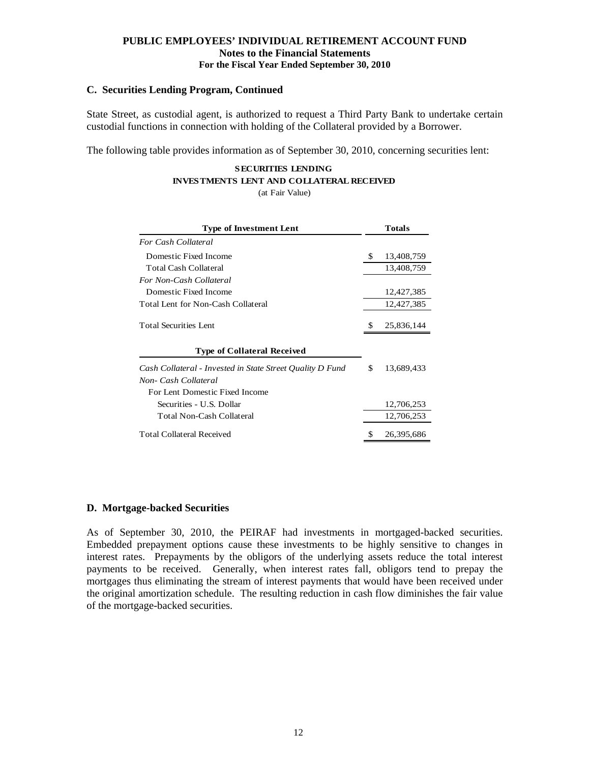### C. Securities Lending Program, Continued

State Street, as custodial agent, is authorized to request a Third Party Bank to undertake certain custodial functions in connection with holding of the Collateral provided by a Borrower.

The following table provides information as of September 30, 2010, concerning securities lent:

**SECURITIES LENDING**
**INVESTMENTS LENT AND COLLATERAL RECEIVED**
(at Fair Value)

| Type of Investment Lent | Totals |
|---|---|
| *For Cash Collateral* | |
| Domestic Fixed Income | $ 13,408,759 |
| Total Cash Collateral | 13,408,759 |
| *For Non-Cash Collateral* | |
| Domestic Fixed Income | 12,427,385 |
| Total Lent for Non-Cash Collateral | 12,427,385 |
| Total Securities Lent | $ 25,836,144 |
| **Type of Collateral Received** | |
| *Cash Collateral - Invested in State Street Quality D Fund* | $ 13,689,433 |
| *Non- Cash Collateral* | |
| For Lent Domestic Fixed Income | |
| Securities - U.S. Dollar | 12,706,253 |
| Total Non-Cash Collateral | 12,706,253 |
| Total Collateral Received | $ 26,395,686 |

### D. Mortgage-backed Securities

As of September 30, 2010, the PEIRAF had investments in mortgaged-backed securities. Embedded prepayment options cause these investments to be highly sensitive to changes in interest rates. Prepayments by the obligors of the underlying assets reduce the total interest payments to be received. Generally, when interest rates fall, obligors tend to prepay the mortgages thus eliminating the stream of interest payments that would have been received under the original amortization schedule. The resulting reduction in cash flow diminishes the fair value of the mortgage-backed securities.